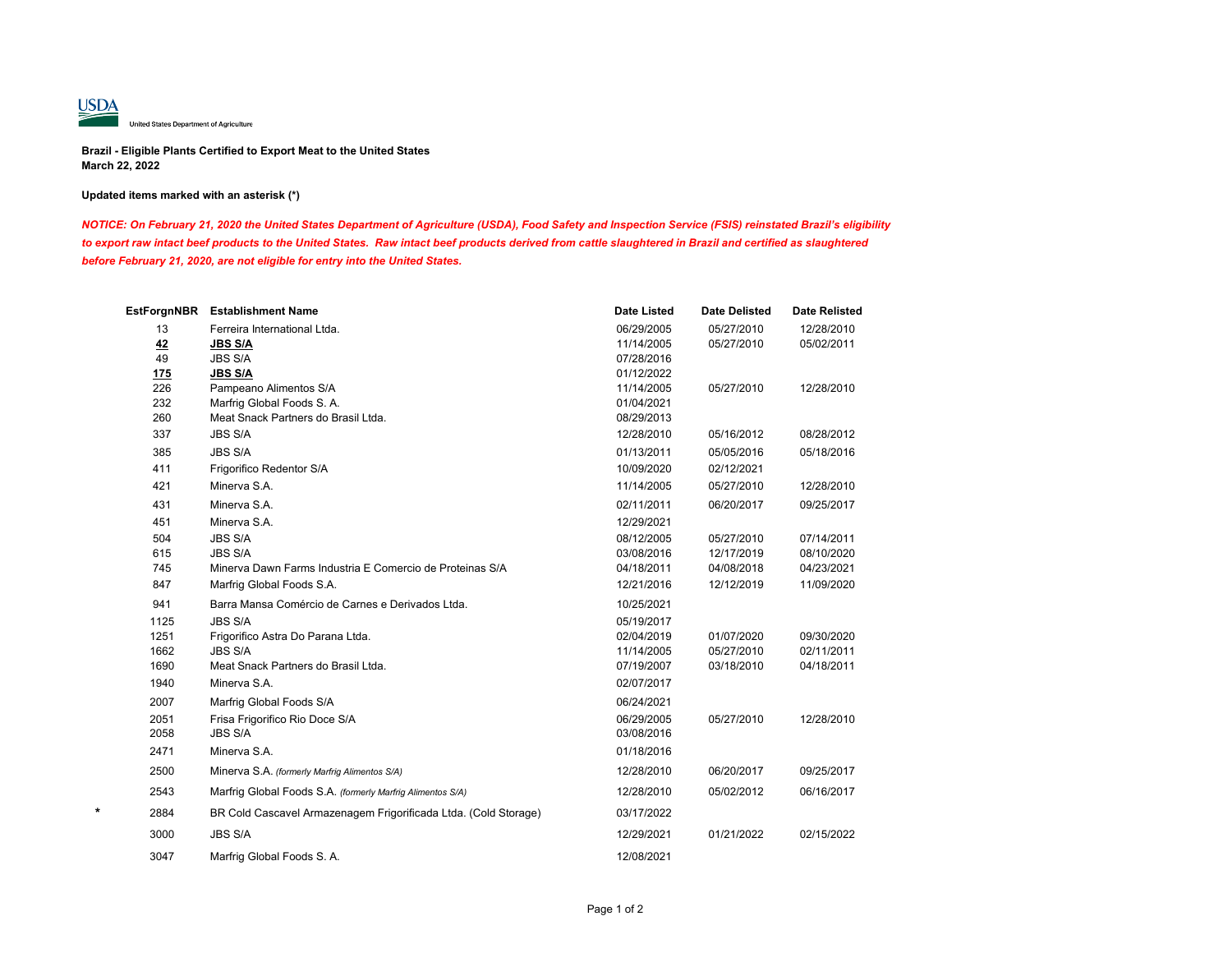USDA

United States Department of Agriculture

**Brazil - Eligible Plants Certified to Export Meat to the United States**
**March 22, 2022**

**Updated items marked with an asterisk (*)**

***NOTICE: On February 21, 2020 the United States Department of Agriculture (USDA), Food Safety and Inspection Service (FSIS) reinstated Brazil's eligibility to export raw intact beef products to the United States. Raw intact beef products derived from cattle slaughtered in Brazil and certified as slaughtered before February 21, 2020, are not eligible for entry into the United States.***

| | EstForgnNBR | Establishment Name | Date Listed | Date Delisted | Date Relisted |
|---|---|---|---|---|---|
| | 13 | Ferreira International Ltda. | 06/29/2005 | 05/27/2010 | 12/28/2010 |
| | **42** | **JBS S/A** | 11/14/2005 | 05/27/2010 | 05/02/2011 |
| | 49 | JBS S/A | 07/28/2016 | | |
| | **175** | **JBS S/A** | 01/12/2022 | | |
| | 226 | Pampeano Alimentos S/A | 11/14/2005 | 05/27/2010 | 12/28/2010 |
| | 232 | Marfrig Global Foods S. A. | 01/04/2021 | | |
| | 260 | Meat Snack Partners do Brasil Ltda. | 08/29/2013 | | |
| | 337 | JBS S/A | 12/28/2010 | 05/16/2012 | 08/28/2012 |
| | 385 | JBS S/A | 01/13/2011 | 05/05/2016 | 05/18/2016 |
| | 411 | Frigorifico Redentor S/A | 10/09/2020 | 02/12/2021 | |
| | 421 | Minerva S.A. | 11/14/2005 | 05/27/2010 | 12/28/2010 |
| | 431 | Minerva S.A. | 02/11/2011 | 06/20/2017 | 09/25/2017 |
| | 451 | Minerva S.A. | 12/29/2021 | | |
| | 504 | JBS S/A | 08/12/2005 | 05/27/2010 | 07/14/2011 |
| | 615 | JBS S/A | 03/08/2016 | 12/17/2019 | 08/10/2020 |
| | 745 | Minerva Dawn Farms Industria E Comercio de Proteinas S/A | 04/18/2011 | 04/08/2018 | 04/23/2021 |
| | 847 | Marfrig Global Foods S.A. | 12/21/2016 | 12/12/2019 | 11/09/2020 |
| | 941 | Barra Mansa Comércio de Carnes e Derivados Ltda. | 10/25/2021 | | |
| | 1125 | JBS S/A | 05/19/2017 | | |
| | 1251 | Frigorifico Astra Do Parana Ltda. | 02/04/2019 | 01/07/2020 | 09/30/2020 |
| | 1662 | JBS S/A | 11/14/2005 | 05/27/2010 | 02/11/2011 |
| | 1690 | Meat Snack Partners do Brasil Ltda. | 07/19/2007 | 03/18/2010 | 04/18/2011 |
| | 1940 | Minerva S.A. | 02/07/2017 | | |
| | 2007 | Marfrig Global Foods S/A | 06/24/2021 | | |
| | 2051 | Frisa Frigorifico Rio Doce S/A | 06/29/2005 | 05/27/2010 | 12/28/2010 |
| | 2058 | JBS S/A | 03/08/2016 | | |
| | 2471 | Minerva S.A. | 01/18/2016 | | |
| | 2500 | Minerva S.A. *(formerly Marfrig Alimentos S/A)* | 12/28/2010 | 06/20/2017 | 09/25/2017 |
| | 2543 | Marfrig Global Foods S.A. *(formerly Marfrig Alimentos S/A)* | 12/28/2010 | 05/02/2012 | 06/16/2017 |
| * | 2884 | BR Cold Cascavel Armazenagem Frigorificada Ltda. (Cold Storage) | 03/17/2022 | | |
| | 3000 | JBS S/A | 12/29/2021 | 01/21/2022 | 02/15/2022 |
| | 3047 | Marfrig Global Foods S. A. | 12/08/2021 | | |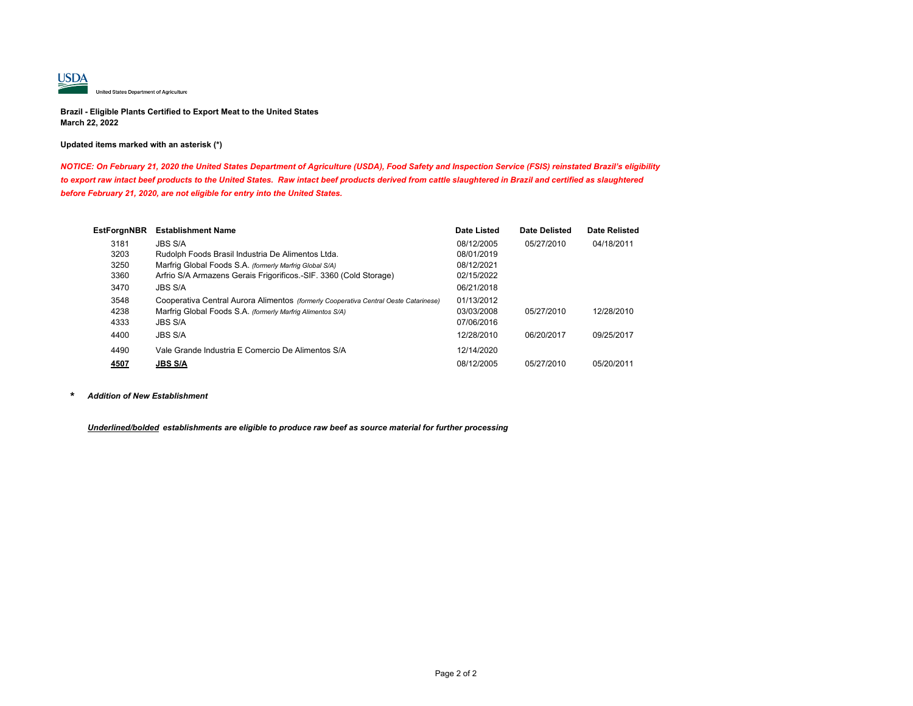USDA

United States Department of Agriculture

**Brazil - Eligible Plants Certified to Export Meat to the United States**
**March 22, 2022**

**Updated items marked with an asterisk (*)**

***NOTICE: On February 21, 2020 the United States Department of Agriculture (USDA), Food Safety and Inspection Service (FSIS) reinstated Brazil's eligibility to export raw intact beef products to the United States. Raw intact beef products derived from cattle slaughtered in Brazil and certified as slaughtered before February 21, 2020, are not eligible for entry into the United States.***

| EstForgnNBR | Establishment Name | Date Listed | Date Delisted | Date Relisted |
|---|---|---|---|---|
| 3181 | JBS S/A | 08/12/2005 | 05/27/2010 | 04/18/2011 |
| 3203 | Rudolph Foods Brasil Industria De Alimentos Ltda. | 08/01/2019 | | |
| 3250 | Marfrig Global Foods S.A. *(formerly Marfrig Global S/A)* | 08/12/2021 | | |
| 3360 | Arfrio S/A Armazens Gerais Frigorificos.-SIF. 3360 (Cold Storage) | 02/15/2022 | | |
| 3470 | JBS S/A | 06/21/2018 | | |
| 3548 | Cooperativa Central Aurora Alimentos *(formerly Cooperativa Central Oeste Catarinese)* | 01/13/2012 | | |
| 4238 | Marfrig Global Foods S.A. *(formerly Marfrig Alimentos S/A)* | 03/03/2008 | 05/27/2010 | 12/28/2010 |
| 4333 | JBS S/A | 07/06/2016 | | |
| 4400 | JBS S/A | 12/28/2010 | 06/20/2017 | 09/25/2017 |
| 4490 | Vale Grande Industria E Comercio De Alimentos S/A | 12/14/2020 | | |
| <u>**4507**</u> | <u>**JBS S/A**</u> | 08/12/2005 | 05/27/2010 | 05/20/2011 |

**\*** ***Addition of New Establishment***

***<u>Underlined/bolded</u> establishments are eligible to produce raw beef as source material for further processing***